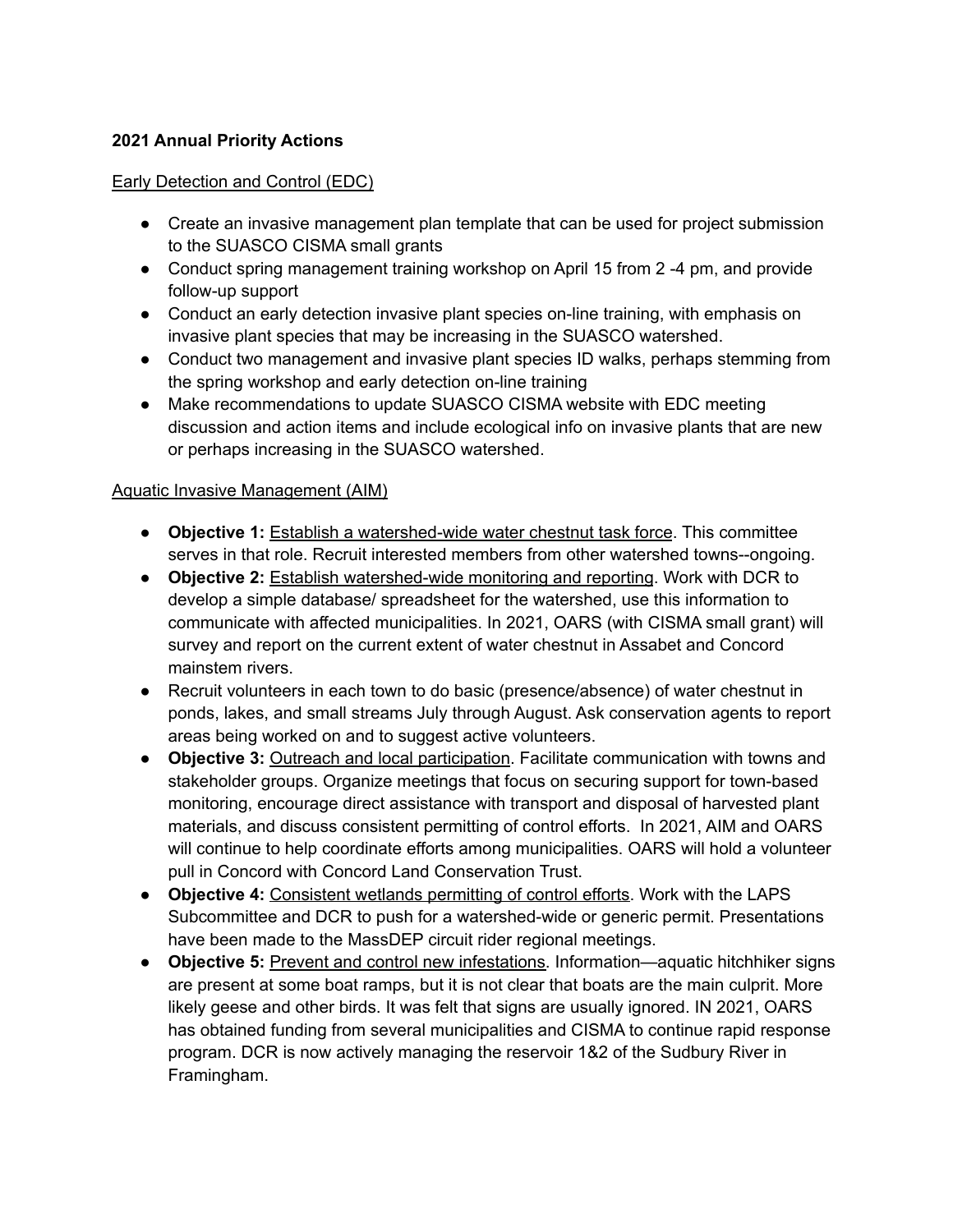**2021 Annual Priority Actions**

<u>Early Detection and Control (EDC)</u>

- Create an invasive management plan template that can be used for project submission to the SUASCO CISMA small grants
- Conduct spring management training workshop on April 15 from 2 -4 pm, and provide follow-up support
- Conduct an early detection invasive plant species on-line training, with emphasis on invasive plant species that may be increasing in the SUASCO watershed.
- Conduct two management and invasive plant species ID walks, perhaps stemming from the spring workshop and early detection on-line training
- Make recommendations to update SUASCO CISMA website with EDC meeting discussion and action items and include ecological info on invasive plants that are new or perhaps increasing in the SUASCO watershed.

<u>Aquatic Invasive Management (AIM)</u>

- **Objective 1:** <u>Establish a watershed-wide water chestnut task force</u>. This committee serves in that role. Recruit interested members from other watershed towns--ongoing.
- **Objective 2:** <u>Establish watershed-wide monitoring and reporting</u>. Work with DCR to develop a simple database/ spreadsheet for the watershed, use this information to communicate with affected municipalities. In 2021, OARS (with CISMA small grant) will survey and report on the current extent of water chestnut in Assabet and Concord mainstem rivers.
- Recruit volunteers in each town to do basic (presence/absence) of water chestnut in ponds, lakes, and small streams July through August. Ask conservation agents to report areas being worked on and to suggest active volunteers.
- **Objective 3:** <u>Outreach and local participation</u>. Facilitate communication with towns and stakeholder groups. Organize meetings that focus on securing support for town-based monitoring, encourage direct assistance with transport and disposal of harvested plant materials, and discuss consistent permitting of control efforts. In 2021, AIM and OARS will continue to help coordinate efforts among municipalities. OARS will hold a volunteer pull in Concord with Concord Land Conservation Trust.
- **Objective 4:** <u>Consistent wetlands permitting of control efforts</u>. Work with the LAPS Subcommittee and DCR to push for a watershed-wide or generic permit. Presentations have been made to the MassDEP circuit rider regional meetings.
- **Objective 5:** <u>Prevent and control new infestations</u>. Information—aquatic hitchhiker signs are present at some boat ramps, but it is not clear that boats are the main culprit. More likely geese and other birds. It was felt that signs are usually ignored. IN 2021, OARS has obtained funding from several municipalities and CISMA to continue rapid response program. DCR is now actively managing the reservoir 1&2 of the Sudbury River in Framingham.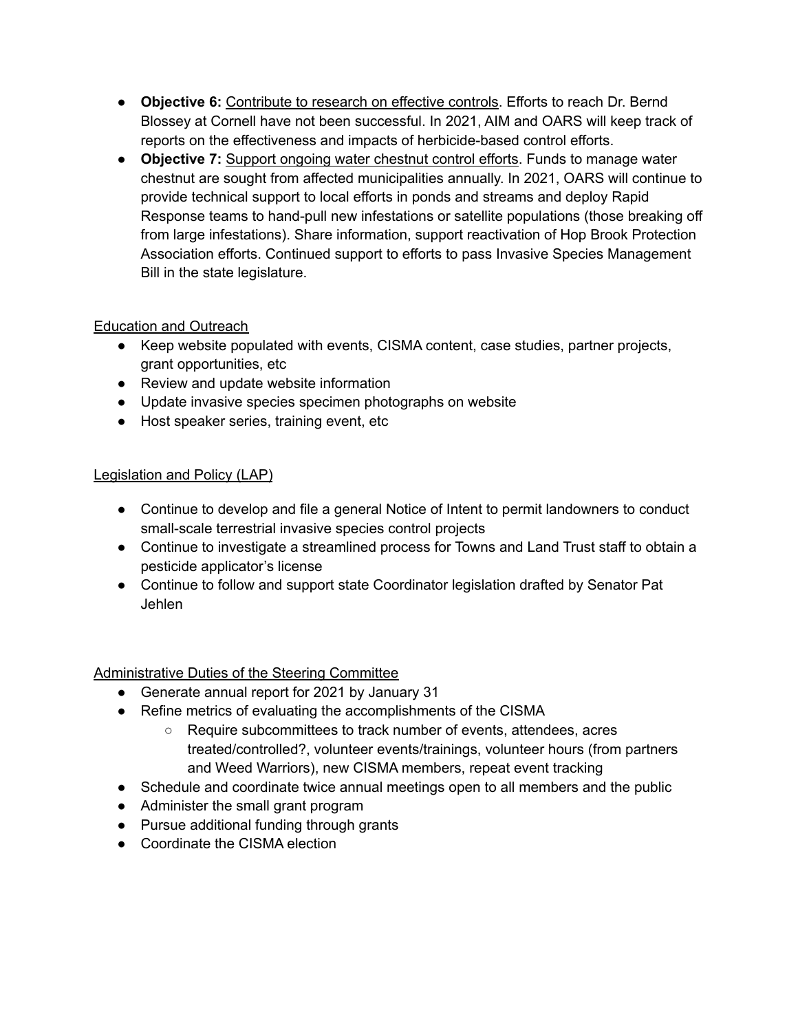- **Objective 6:** Contribute to research on effective controls. Efforts to reach Dr. Bernd Blossey at Cornell have not been successful. In 2021, AIM and OARS will keep track of reports on the effectiveness and impacts of herbicide-based control efforts.
- **Objective 7:** Support ongoing water chestnut control efforts. Funds to manage water chestnut are sought from affected municipalities annually. In 2021, OARS will continue to provide technical support to local efforts in ponds and streams and deploy Rapid Response teams to hand-pull new infestations or satellite populations (those breaking off from large infestations). Share information, support reactivation of Hop Brook Protection Association efforts. Continued support to efforts to pass Invasive Species Management Bill in the state legislature.

Education and Outreach

- Keep website populated with events, CISMA content, case studies, partner projects, grant opportunities, etc
- Review and update website information
- Update invasive species specimen photographs on website
- Host speaker series, training event, etc

Legislation and Policy (LAP)

- Continue to develop and file a general Notice of Intent to permit landowners to conduct small-scale terrestrial invasive species control projects
- Continue to investigate a streamlined process for Towns and Land Trust staff to obtain a pesticide applicator's license
- Continue to follow and support state Coordinator legislation drafted by Senator Pat Jehlen

Administrative Duties of the Steering Committee

- Generate annual report for 2021 by January 31
- Refine metrics of evaluating the accomplishments of the CISMA
  - Require subcommittees to track number of events, attendees, acres treated/controlled?, volunteer events/trainings, volunteer hours (from partners and Weed Warriors), new CISMA members, repeat event tracking
- Schedule and coordinate twice annual meetings open to all members and the public
- Administer the small grant program
- Pursue additional funding through grants
- Coordinate the CISMA election